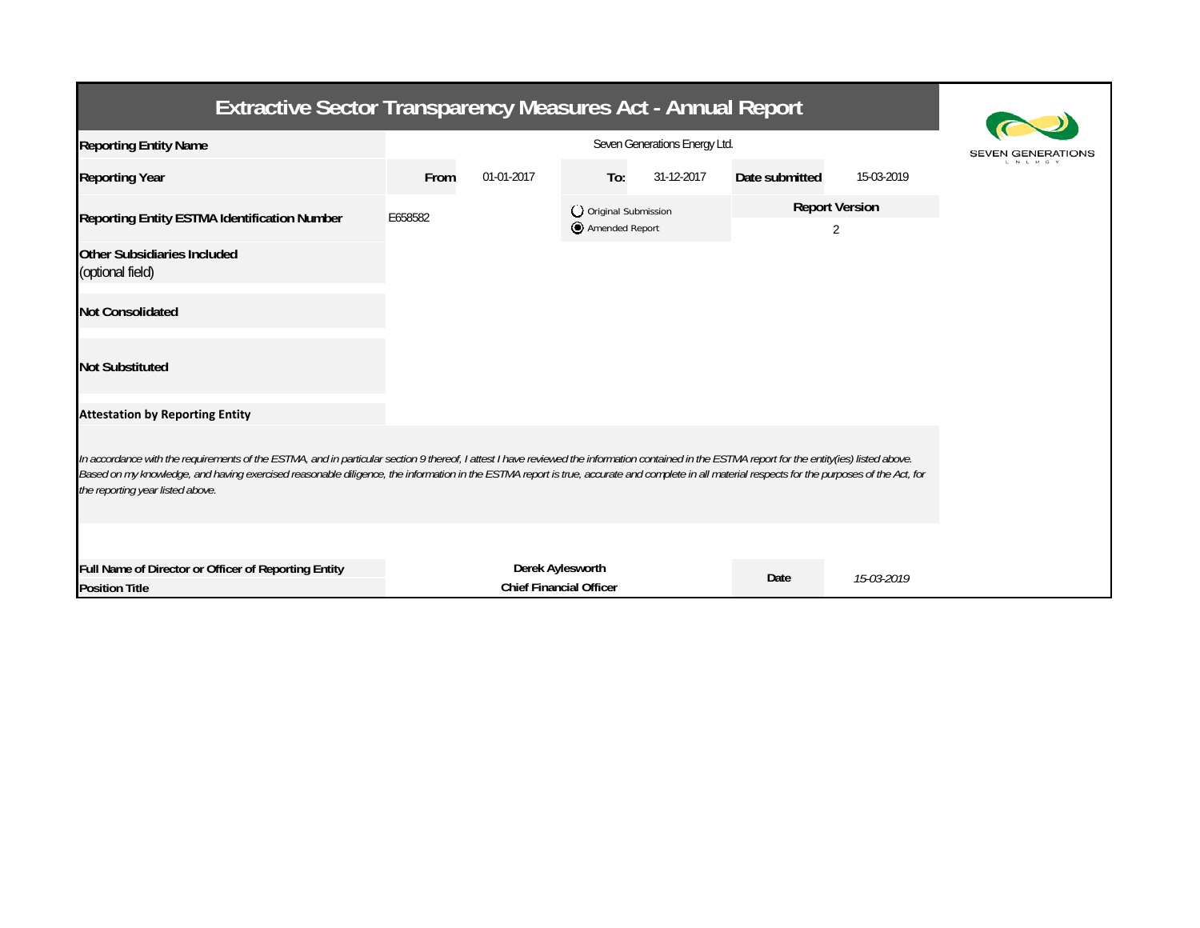# Extractive Sector Transparency Measures Act - Annual Report

SEVEN GENERATIONS ENERGY

| | | | | | | |
|---|---|---|---|---|---|---|
| **Reporting Entity Name** | Seven Generations Energy Ltd. | | | | | |
| **Reporting Year** | **From** | 01-01-2017 | **To:** | 31-12-2017 | **Date submitted** | 15-03-2019 |
| **Reporting Entity ESTMA Identification Number** | E658582 | | ( ) Original Submission<br>(●) Amended Report | | **Report Version**<br>2 | |
| **Other Subsidiaries Included**<br>(optional field) | | | | | | |
| **Not Consolidated** | | | | | | |
| **Not Substituted** | | | | | | |

**Attestation by Reporting Entity**

*In accordance with the requirements of the ESTMA, and in particular section 9 thereof, I attest I have reviewed the information contained in the ESTMA report for the entity(ies) listed above. Based on my knowledge, and having exercised reasonable diligence, the information in the ESTMA report is true, accurate and complete in all material respects for the purposes of the Act, for the reporting year listed above.*

| | | | |
|---|---|---|---|
| **Full Name of Director or Officer of Reporting Entity** | **Derek Aylesworth** | **Date** | *15-03-2019* |
| **Position Title** | **Chief Financial Officer** | | |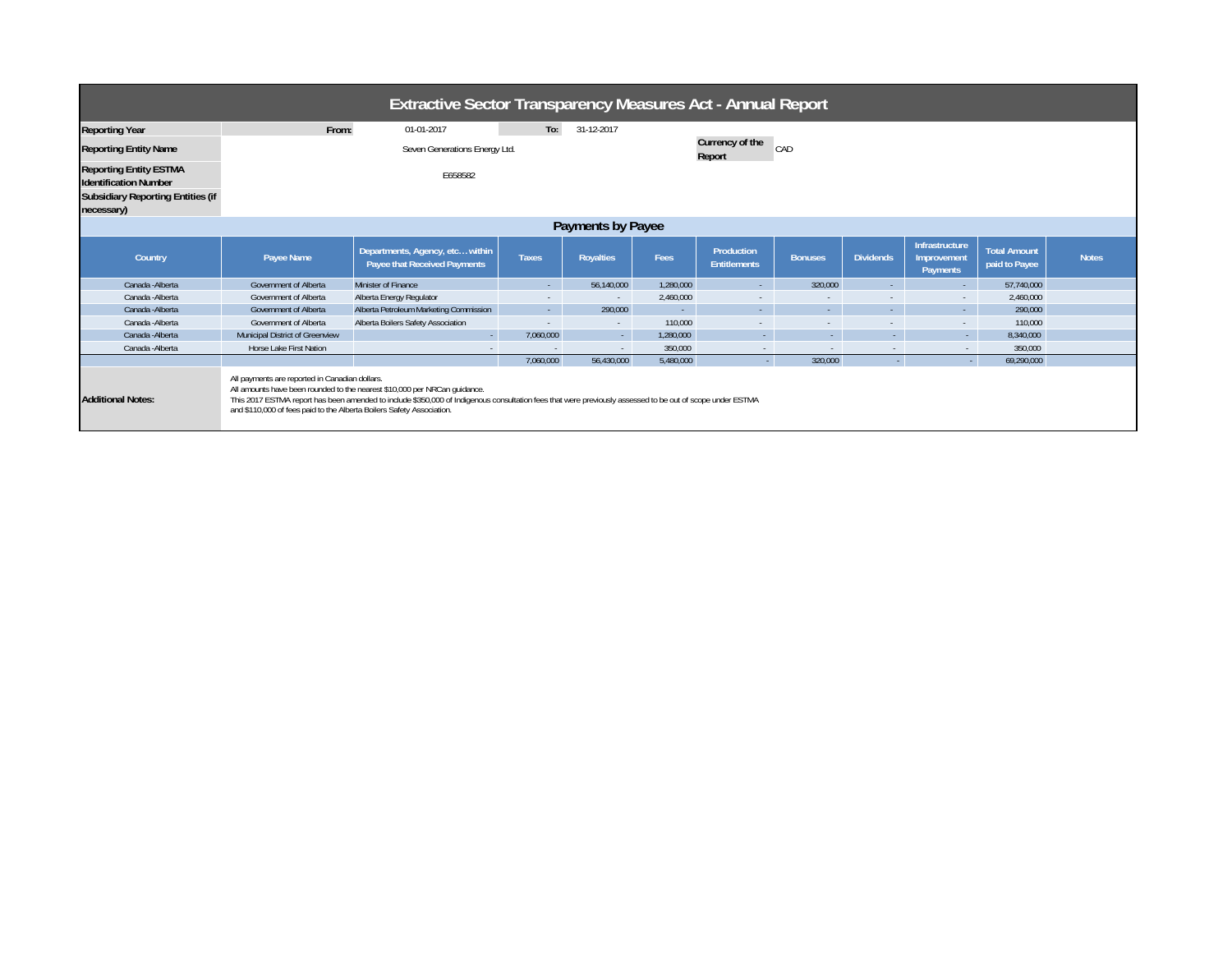# Extractive Sector Transparency Measures Act - Annual Report

| | | | | | |
|---|---|---|---|---|---|
| **Reporting Year** | From: | 01-01-2017 | To: | 31-12-2017 | |
| **Reporting Entity Name** | | Seven Generations Energy Ltd. | | **Currency of the Report** | CAD |
| **Reporting Entity ESTMA Identification Number** | | E658582 | | | |
| **Subsidiary Reporting Entities (if necessary)** | | | | | |

## Payments by Payee

| Country | Payee Name | Departments, Agency, etc… within Payee that Received Payments | Taxes | Royalties | Fees | Production Entitlements | Bonuses | Dividends | Infrastructure Improvement Payments | Total Amount paid to Payee | Notes |
|---|---|---|---|---|---|---|---|---|---|---|---|
| Canada -Alberta | Government of Alberta | Minister of Finance | - | 56,140,000 | 1,280,000 | - | 320,000 | - | - | 57,740,000 | |
| Canada -Alberta | Government of Alberta | Alberta Energy Regulator | - | - | 2,460,000 | - | - | - | - | 2,460,000 | |
| Canada -Alberta | Government of Alberta | Alberta Petroleum Marketing Commission | - | 290,000 | - | - | - | - | - | 290,000 | |
| Canada -Alberta | Government of Alberta | Alberta Boilers Safety Association | - | - | 110,000 | - | - | - | - | 110,000 | |
| Canada -Alberta | Municipal District of Greenview | - | 7,060,000 | - | 1,280,000 | - | - | - | - | 8,340,000 | |
| Canada -Alberta | Horse Lake First Nation | - | - | - | 350,000 | - | - | - | - | 350,000 | |
| | | | 7,060,000 | 56,430,000 | 5,480,000 | - | 320,000 | - | - | 69,290,000 | |

**Additional Notes:**

All payments are reported in Canadian dollars.
All amounts have been rounded to the nearest $10,000 per NRCan guidance.
This 2017 ESTMA report has been amended to include $350,000 of Indigenous consultation fees that were previously assessed to be out of scope under ESTMA and $110,000 of fees paid to the Alberta Boilers Safety Association.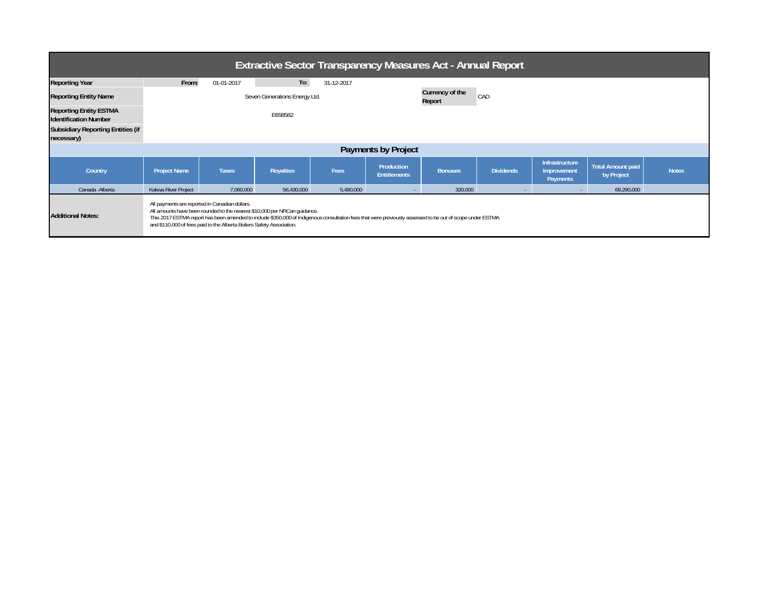# Extractive Sector Transparency Measures Act - Annual Report

| | | | |
|---|---|---|---|
| **Reporting Year** | **From:** 01-01-2017 | **To:** 31-12-2017 | |
| **Reporting Entity Name** | Seven Generations Energy Ltd. | **Currency of the Report** | CAD |
| **Reporting Entity ESTMA Identification Number** | E658582 | | |
| **Subsidiary Reporting Entities (if necessary)** | | | |

## Payments by Project

| Country | Project Name | Taxes | Royalties | Fees | Production Entitlements | Bonuses | Dividends | Infrastructure Improvement Payments | Total Amount paid by Project | Notes |
|---|---|---|---|---|---|---|---|---|---|---|
| Canada -Alberta | Kakwa River Project | 7,060,000 | 56,430,000 | 5,480,000 | - | 320,000 | - | - | 69,290,000 | |

**Additional Notes:**

All payments are reported in Canadian dollars.
All amounts have been rounded to the nearest $10,000 per NRCan guidance.
This 2017 ESTMA report has been amended to include $350,000 of Indigenous consultation fees that were previously assessed to be out of scope under ESTMA and $110,000 of fees paid to the Alberta Boilers Safety Association.